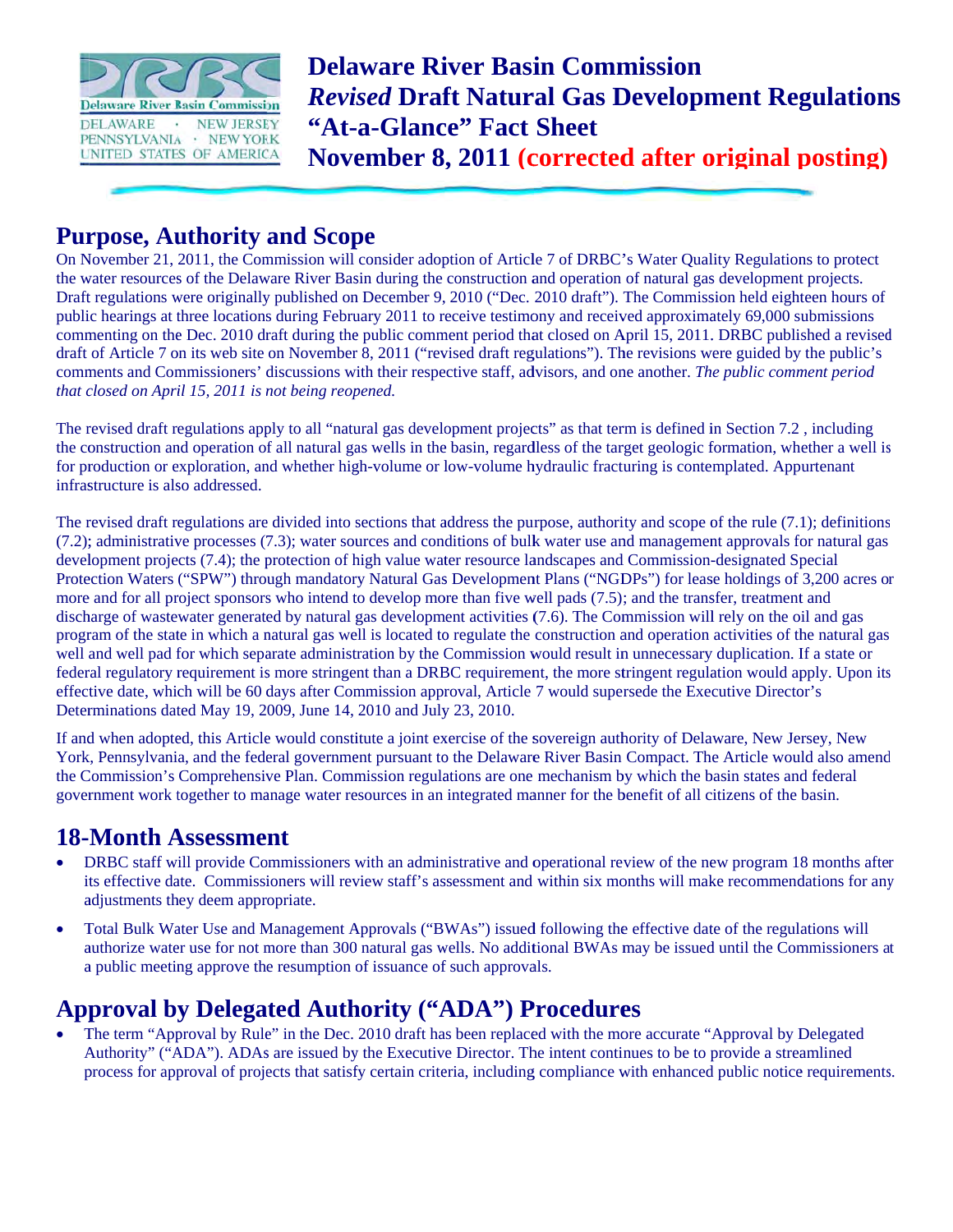# Delaware River Basin Commission
## *Revised* Draft Natural Gas Development Regulations "At-a-Glance" Fact Sheet
## November 8, 2011 (corrected after original posting)

## Purpose, Authority and Scope

On November 21, 2011, the Commission will consider adoption of Article 7 of DRBC's Water Quality Regulations to protect the water resources of the Delaware River Basin during the construction and operation of natural gas development projects. Draft regulations were originally published on December 9, 2010 ("Dec. 2010 draft"). The Commission held eighteen hours of public hearings at three locations during February 2011 to receive testimony and received approximately 69,000 submissions commenting on the Dec. 2010 draft during the public comment period that closed on April 15, 2011. DRBC published a revised draft of Article 7 on its web site on November 8, 2011 ("revised draft regulations"). The revisions were guided by the public's comments and Commissioners' discussions with their respective staff, advisors, and one another. *The public comment period that closed on April 15, 2011 is not being reopened.*

The revised draft regulations apply to all "natural gas development projects" as that term is defined in Section 7.2 , including the construction and operation of all natural gas wells in the basin, regardless of the target geologic formation, whether a well is for production or exploration, and whether high-volume or low-volume hydraulic fracturing is contemplated. Appurtenant infrastructure is also addressed.

The revised draft regulations are divided into sections that address the purpose, authority and scope of the rule (7.1); definitions (7.2); administrative processes (7.3); water sources and conditions of bulk water use and management approvals for natural gas development projects (7.4); the protection of high value water resource landscapes and Commission-designated Special Protection Waters ("SPW") through mandatory Natural Gas Development Plans ("NGDPs") for lease holdings of 3,200 acres or more and for all project sponsors who intend to develop more than five well pads (7.5); and the transfer, treatment and discharge of wastewater generated by natural gas development activities (7.6). The Commission will rely on the oil and gas program of the state in which a natural gas well is located to regulate the construction and operation activities of the natural gas well and well pad for which separate administration by the Commission would result in unnecessary duplication. If a state or federal regulatory requirement is more stringent than a DRBC requirement, the more stringent regulation would apply. Upon its effective date, which will be 60 days after Commission approval, Article 7 would supersede the Executive Director's Determinations dated May 19, 2009, June 14, 2010 and July 23, 2010.

If and when adopted, this Article would constitute a joint exercise of the sovereign authority of Delaware, New Jersey, New York, Pennsylvania, and the federal government pursuant to the Delaware River Basin Compact. The Article would also amend the Commission's Comprehensive Plan. Commission regulations are one mechanism by which the basin states and federal government work together to manage water resources in an integrated manner for the benefit of all citizens of the basin.

## 18-Month Assessment

- DRBC staff will provide Commissioners with an administrative and operational review of the new program 18 months after its effective date. Commissioners will review staff's assessment and within six months will make recommendations for any adjustments they deem appropriate.
- Total Bulk Water Use and Management Approvals ("BWAs") issued following the effective date of the regulations will authorize water use for not more than 300 natural gas wells. No additional BWAs may be issued until the Commissioners at a public meeting approve the resumption of issuance of such approvals.

## Approval by Delegated Authority ("ADA") Procedures

- The term "Approval by Rule" in the Dec. 2010 draft has been replaced with the more accurate "Approval by Delegated Authority" ("ADA"). ADAs are issued by the Executive Director. The intent continues to be to provide a streamlined process for approval of projects that satisfy certain criteria, including compliance with enhanced public notice requirements.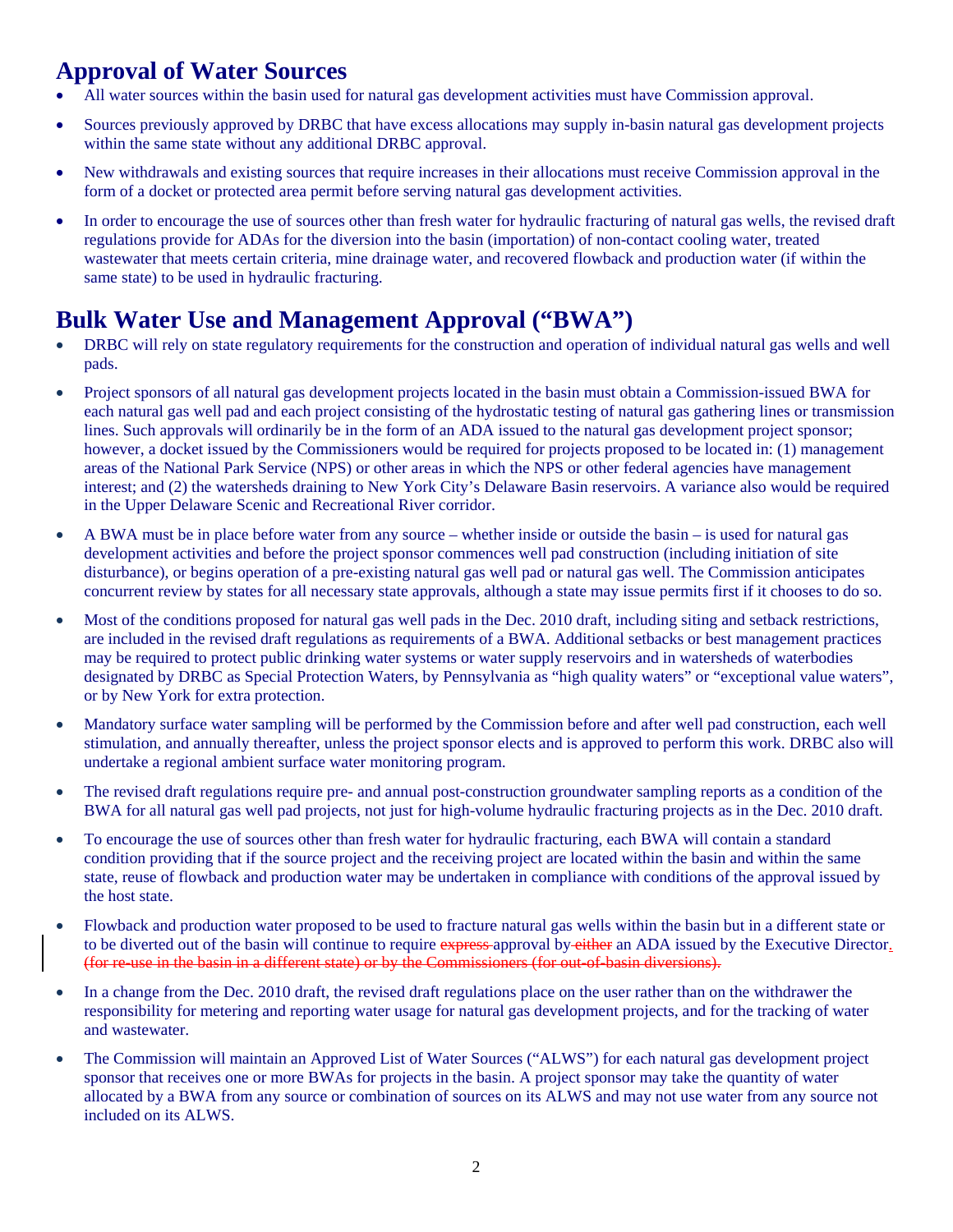## Approval of Water Sources

- All water sources within the basin used for natural gas development activities must have Commission approval.
- Sources previously approved by DRBC that have excess allocations may supply in-basin natural gas development projects within the same state without any additional DRBC approval.
- New withdrawals and existing sources that require increases in their allocations must receive Commission approval in the form of a docket or protected area permit before serving natural gas development activities.
- In order to encourage the use of sources other than fresh water for hydraulic fracturing of natural gas wells, the revised draft regulations provide for ADAs for the diversion into the basin (importation) of non-contact cooling water, treated wastewater that meets certain criteria, mine drainage water, and recovered flowback and production water (if within the same state) to be used in hydraulic fracturing.

## Bulk Water Use and Management Approval ("BWA")

- DRBC will rely on state regulatory requirements for the construction and operation of individual natural gas wells and well pads.
- Project sponsors of all natural gas development projects located in the basin must obtain a Commission-issued BWA for each natural gas well pad and each project consisting of the hydrostatic testing of natural gas gathering lines or transmission lines. Such approvals will ordinarily be in the form of an ADA issued to the natural gas development project sponsor; however, a docket issued by the Commissioners would be required for projects proposed to be located in: (1) management areas of the National Park Service (NPS) or other areas in which the NPS or other federal agencies have management interest; and (2) the watersheds draining to New York City's Delaware Basin reservoirs. A variance also would be required in the Upper Delaware Scenic and Recreational River corridor.
- A BWA must be in place before water from any source – whether inside or outside the basin – is used for natural gas development activities and before the project sponsor commences well pad construction (including initiation of site disturbance), or begins operation of a pre-existing natural gas well pad or natural gas well. The Commission anticipates concurrent review by states for all necessary state approvals, although a state may issue permits first if it chooses to do so.
- Most of the conditions proposed for natural gas well pads in the Dec. 2010 draft, including siting and setback restrictions, are included in the revised draft regulations as requirements of a BWA. Additional setbacks or best management practices may be required to protect public drinking water systems or water supply reservoirs and in watersheds of waterbodies designated by DRBC as Special Protection Waters, by Pennsylvania as "high quality waters" or "exceptional value waters", or by New York for extra protection.
- Mandatory surface water sampling will be performed by the Commission before and after well pad construction, each well stimulation, and annually thereafter, unless the project sponsor elects and is approved to perform this work. DRBC also will undertake a regional ambient surface water monitoring program.
- The revised draft regulations require pre- and annual post-construction groundwater sampling reports as a condition of the BWA for all natural gas well pad projects, not just for high-volume hydraulic fracturing projects as in the Dec. 2010 draft.
- To encourage the use of sources other than fresh water for hydraulic fracturing, each BWA will contain a standard condition providing that if the source project and the receiving project are located within the basin and within the same state, reuse of flowback and production water may be undertaken in compliance with conditions of the approval issued by the host state.
- Flowback and production water proposed to be used to fracture natural gas wells within the basin but in a different state or to be diverted out of the basin will continue to require ~~express~~ approval by ~~either~~ an ADA issued by the Executive Director. ~~(for re-use in the basin in a different state) or by the Commissioners (for out-of-basin diversions).~~
- In a change from the Dec. 2010 draft, the revised draft regulations place on the user rather than on the withdrawer the responsibility for metering and reporting water usage for natural gas development projects, and for the tracking of water and wastewater.
- The Commission will maintain an Approved List of Water Sources ("ALWS") for each natural gas development project sponsor that receives one or more BWAs for projects in the basin. A project sponsor may take the quantity of water allocated by a BWA from any source or combination of sources on its ALWS and may not use water from any source not included on its ALWS.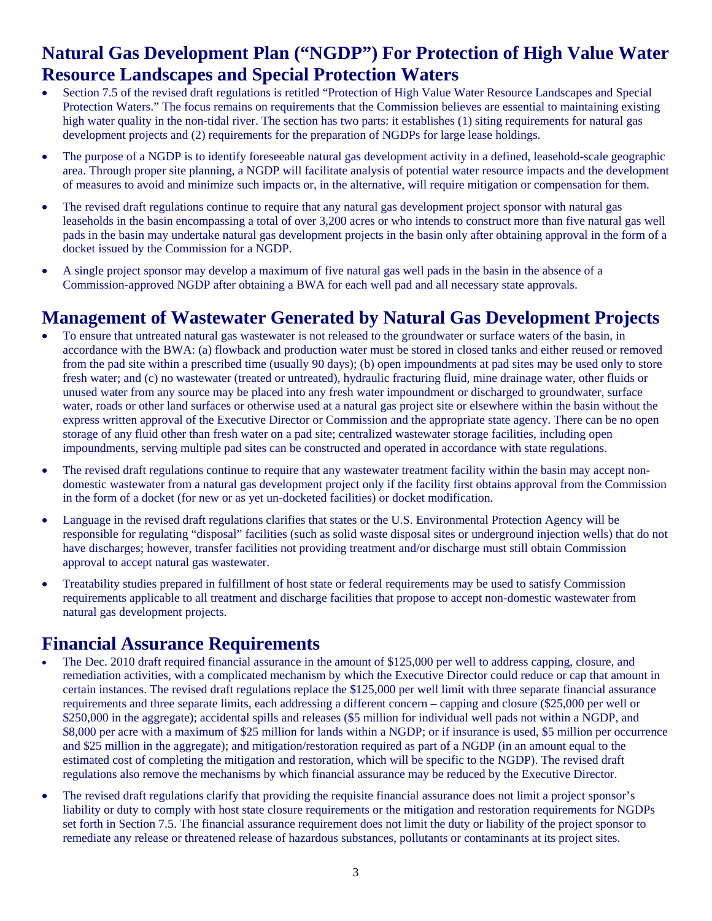## Natural Gas Development Plan ("NGDP") For Protection of High Value Water Resource Landscapes and Special Protection Waters

- Section 7.5 of the revised draft regulations is retitled "Protection of High Value Water Resource Landscapes and Special Protection Waters." The focus remains on requirements that the Commission believes are essential to maintaining existing high water quality in the non-tidal river. The section has two parts: it establishes (1) siting requirements for natural gas development projects and (2) requirements for the preparation of NGDPs for large lease holdings.
- The purpose of a NGDP is to identify foreseeable natural gas development activity in a defined, leasehold-scale geographic area. Through proper site planning, a NGDP will facilitate analysis of potential water resource impacts and the development of measures to avoid and minimize such impacts or, in the alternative, will require mitigation or compensation for them.
- The revised draft regulations continue to require that any natural gas development project sponsor with natural gas leaseholds in the basin encompassing a total of over 3,200 acres or who intends to construct more than five natural gas well pads in the basin may undertake natural gas development projects in the basin only after obtaining approval in the form of a docket issued by the Commission for a NGDP.
- A single project sponsor may develop a maximum of five natural gas well pads in the basin in the absence of a Commission-approved NGDP after obtaining a BWA for each well pad and all necessary state approvals.

## Management of Wastewater Generated by Natural Gas Development Projects

- To ensure that untreated natural gas wastewater is not released to the groundwater or surface waters of the basin, in accordance with the BWA: (a) flowback and production water must be stored in closed tanks and either reused or removed from the pad site within a prescribed time (usually 90 days); (b) open impoundments at pad sites may be used only to store fresh water; and (c) no wastewater (treated or untreated), hydraulic fracturing fluid, mine drainage water, other fluids or unused water from any source may be placed into any fresh water impoundment or discharged to groundwater, surface water, roads or other land surfaces or otherwise used at a natural gas project site or elsewhere within the basin without the express written approval of the Executive Director or Commission and the appropriate state agency. There can be no open storage of any fluid other than fresh water on a pad site; centralized wastewater storage facilities, including open impoundments, serving multiple pad sites can be constructed and operated in accordance with state regulations.
- The revised draft regulations continue to require that any wastewater treatment facility within the basin may accept non-domestic wastewater from a natural gas development project only if the facility first obtains approval from the Commission in the form of a docket (for new or as yet un-docketed facilities) or docket modification.
- Language in the revised draft regulations clarifies that states or the U.S. Environmental Protection Agency will be responsible for regulating "disposal" facilities (such as solid waste disposal sites or underground injection wells) that do not have discharges; however, transfer facilities not providing treatment and/or discharge must still obtain Commission approval to accept natural gas wastewater.
- Treatability studies prepared in fulfillment of host state or federal requirements may be used to satisfy Commission requirements applicable to all treatment and discharge facilities that propose to accept non-domestic wastewater from natural gas development projects.

## Financial Assurance Requirements

- The Dec. 2010 draft required financial assurance in the amount of $125,000 per well to address capping, closure, and remediation activities, with a complicated mechanism by which the Executive Director could reduce or cap that amount in certain instances. The revised draft regulations replace the $125,000 per well limit with three separate financial assurance requirements and three separate limits, each addressing a different concern – capping and closure ($25,000 per well or $250,000 in the aggregate); accidental spills and releases ($5 million for individual well pads not within a NGDP, and $8,000 per acre with a maximum of $25 million for lands within a NGDP; or if insurance is used, $5 million per occurrence and $25 million in the aggregate); and mitigation/restoration required as part of a NGDP (in an amount equal to the estimated cost of completing the mitigation and restoration, which will be specific to the NGDP). The revised draft regulations also remove the mechanisms by which financial assurance may be reduced by the Executive Director.
- The revised draft regulations clarify that providing the requisite financial assurance does not limit a project sponsor's liability or duty to comply with host state closure requirements or the mitigation and restoration requirements for NGDPs set forth in Section 7.5. The financial assurance requirement does not limit the duty or liability of the project sponsor to remediate any release or threatened release of hazardous substances, pollutants or contaminants at its project sites.